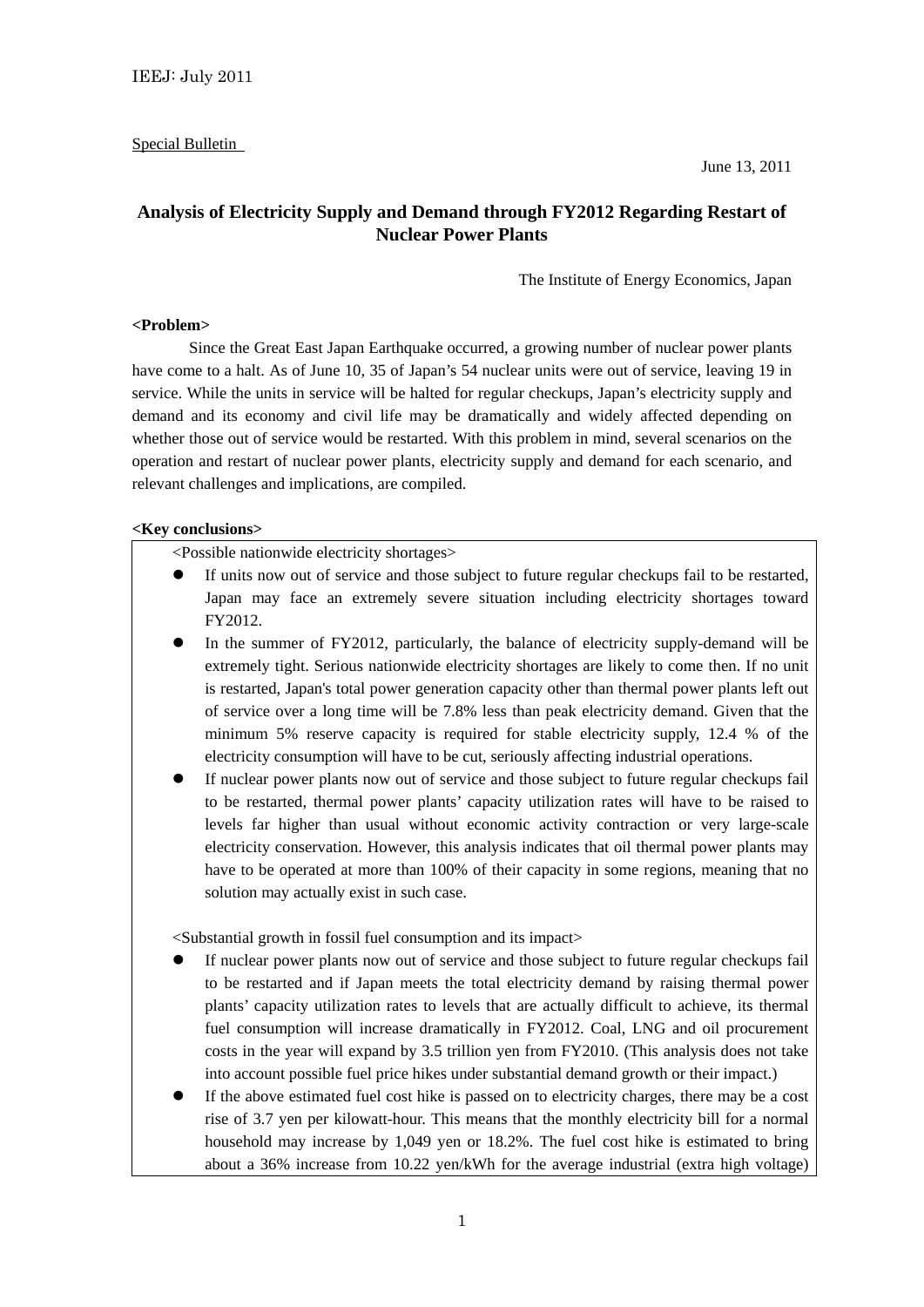Special Bulletin

June 13, 2011

# Analysis of Electricity Supply and Demand through FY2012 Regarding Restart of Nuclear Power Plants

The Institute of Energy Economics, Japan

**<Problem>**

Since the Great East Japan Earthquake occurred, a growing number of nuclear power plants have come to a halt. As of June 10, 35 of Japan's 54 nuclear units were out of service, leaving 19 in service. While the units in service will be halted for regular checkups, Japan's electricity supply and demand and its economy and civil life may be dramatically and widely affected depending on whether those out of service would be restarted. With this problem in mind, several scenarios on the operation and restart of nuclear power plants, electricity supply and demand for each scenario, and relevant challenges and implications, are compiled.

**<Key conclusions>**

<Possible nationwide electricity shortages>

- If units now out of service and those subject to future regular checkups fail to be restarted, Japan may face an extremely severe situation including electricity shortages toward FY2012.
- In the summer of FY2012, particularly, the balance of electricity supply-demand will be extremely tight. Serious nationwide electricity shortages are likely to come then. If no unit is restarted, Japan's total power generation capacity other than thermal power plants left out of service over a long time will be 7.8% less than peak electricity demand. Given that the minimum 5% reserve capacity is required for stable electricity supply, 12.4 % of the electricity consumption will have to be cut, seriously affecting industrial operations.
- If nuclear power plants now out of service and those subject to future regular checkups fail to be restarted, thermal power plants' capacity utilization rates will have to be raised to levels far higher than usual without economic activity contraction or very large-scale electricity conservation. However, this analysis indicates that oil thermal power plants may have to be operated at more than 100% of their capacity in some regions, meaning that no solution may actually exist in such case.

<Substantial growth in fossil fuel consumption and its impact>

- If nuclear power plants now out of service and those subject to future regular checkups fail to be restarted and if Japan meets the total electricity demand by raising thermal power plants' capacity utilization rates to levels that are actually difficult to achieve, its thermal fuel consumption will increase dramatically in FY2012. Coal, LNG and oil procurement costs in the year will expand by 3.5 trillion yen from FY2010. (This analysis does not take into account possible fuel price hikes under substantial demand growth or their impact.)
- If the above estimated fuel cost hike is passed on to electricity charges, there may be a cost rise of 3.7 yen per kilowatt-hour. This means that the monthly electricity bill for a normal household may increase by 1,049 yen or 18.2%. The fuel cost hike is estimated to bring about a 36% increase from 10.22 yen/kWh for the average industrial (extra high voltage)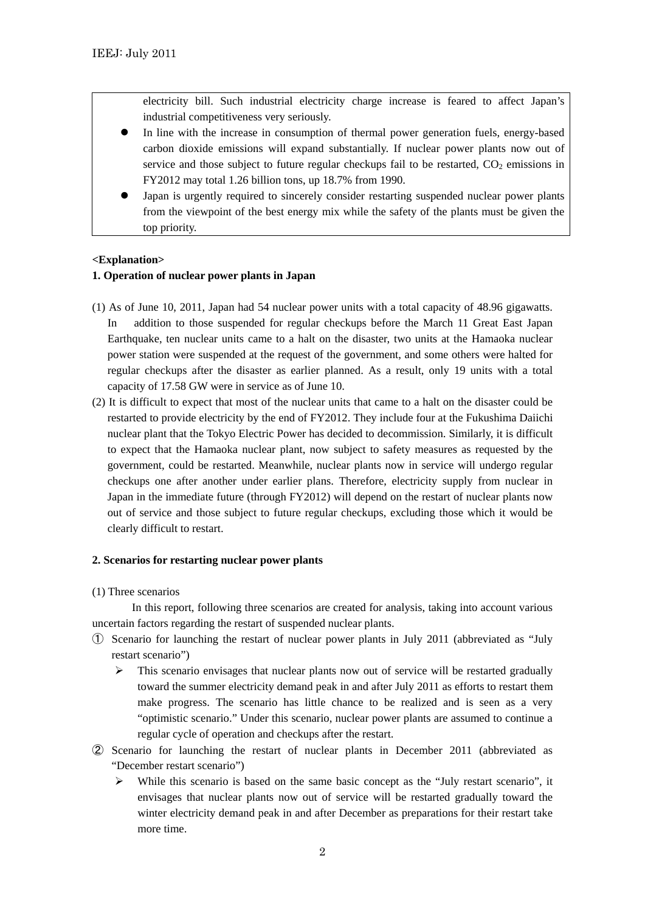electricity bill. Such industrial electricity charge increase is feared to affect Japan's industrial competitiveness very seriously.

- In line with the increase in consumption of thermal power generation fuels, energy-based carbon dioxide emissions will expand substantially. If nuclear power plants now out of service and those subject to future regular checkups fail to be restarted, $CO_2$ emissions in FY2012 may total 1.26 billion tons, up 18.7% from 1990.
- Japan is urgently required to sincerely consider restarting suspended nuclear power plants from the viewpoint of the best energy mix while the safety of the plants must be given the top priority.

**<Explanation>**

**1. Operation of nuclear power plants in Japan**

(1) As of June 10, 2011, Japan had 54 nuclear power units with a total capacity of 48.96 gigawatts. In addition to those suspended for regular checkups before the March 11 Great East Japan Earthquake, ten nuclear units came to a halt on the disaster, two units at the Hamaoka nuclear power station were suspended at the request of the government, and some others were halted for regular checkups after the disaster as earlier planned. As a result, only 19 units with a total capacity of 17.58 GW were in service as of June 10.

(2) It is difficult to expect that most of the nuclear units that came to a halt on the disaster could be restarted to provide electricity by the end of FY2012. They include four at the Fukushima Daiichi nuclear plant that the Tokyo Electric Power has decided to decommission. Similarly, it is difficult to expect that the Hamaoka nuclear plant, now subject to safety measures as requested by the government, could be restarted. Meanwhile, nuclear plants now in service will undergo regular checkups one after another under earlier plans. Therefore, electricity supply from nuclear in Japan in the immediate future (through FY2012) will depend on the restart of nuclear plants now out of service and those subject to future regular checkups, excluding those which it would be clearly difficult to restart.

**2. Scenarios for restarting nuclear power plants**

(1) Three scenarios

In this report, following three scenarios are created for analysis, taking into account various uncertain factors regarding the restart of suspended nuclear plants.

① Scenario for launching the restart of nuclear power plants in July 2011 (abbreviated as "July restart scenario")

- This scenario envisages that nuclear plants now out of service will be restarted gradually toward the summer electricity demand peak in and after July 2011 as efforts to restart them make progress. The scenario has little chance to be realized and is seen as a very "optimistic scenario." Under this scenario, nuclear power plants are assumed to continue a regular cycle of operation and checkups after the restart.

② Scenario for launching the restart of nuclear plants in December 2011 (abbreviated as "December restart scenario")

- While this scenario is based on the same basic concept as the "July restart scenario", it envisages that nuclear plants now out of service will be restarted gradually toward the winter electricity demand peak in and after December as preparations for their restart take more time.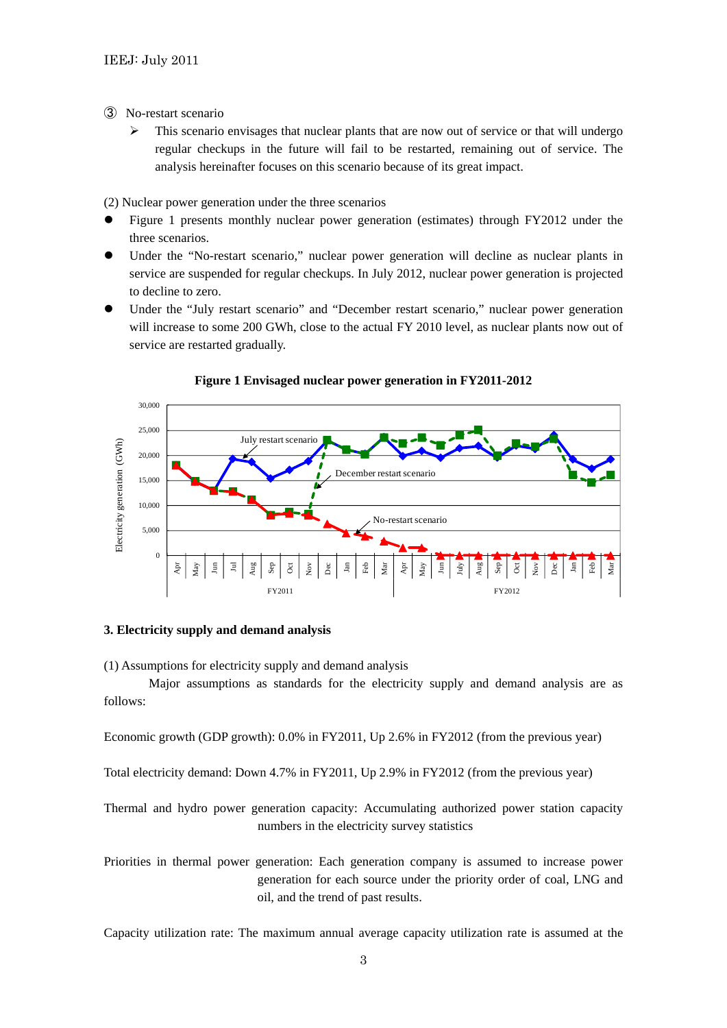③ No-restart scenario

- ➢ This scenario envisages that nuclear plants that are now out of service or that will undergo regular checkups in the future will fail to be restarted, remaining out of service. The analysis hereinafter focuses on this scenario because of its great impact.

(2) Nuclear power generation under the three scenarios

- Figure 1 presents monthly nuclear power generation (estimates) through FY2012 under the three scenarios.
- Under the "No-restart scenario," nuclear power generation will decline as nuclear plants in service are suspended for regular checkups. In July 2012, nuclear power generation is projected to decline to zero.
- Under the "July restart scenario" and "December restart scenario," nuclear power generation will increase to some 200 GWh, close to the actual FY 2010 level, as nuclear plants now out of service are restarted gradually.

**Figure 1 Envisaged nuclear power generation in FY2011-2012**

## 3. Electricity supply and demand analysis

(1) Assumptions for electricity supply and demand analysis

Major assumptions as standards for the electricity supply and demand analysis are as follows:

Economic growth (GDP growth): 0.0% in FY2011, Up 2.6% in FY2012 (from the previous year)

Total electricity demand: Down 4.7% in FY2011, Up 2.9% in FY2012 (from the previous year)

Thermal and hydro power generation capacity: Accumulating authorized power station capacity numbers in the electricity survey statistics

Priorities in thermal power generation: Each generation company is assumed to increase power generation for each source under the priority order of coal, LNG and oil, and the trend of past results.

Capacity utilization rate: The maximum annual average capacity utilization rate is assumed at the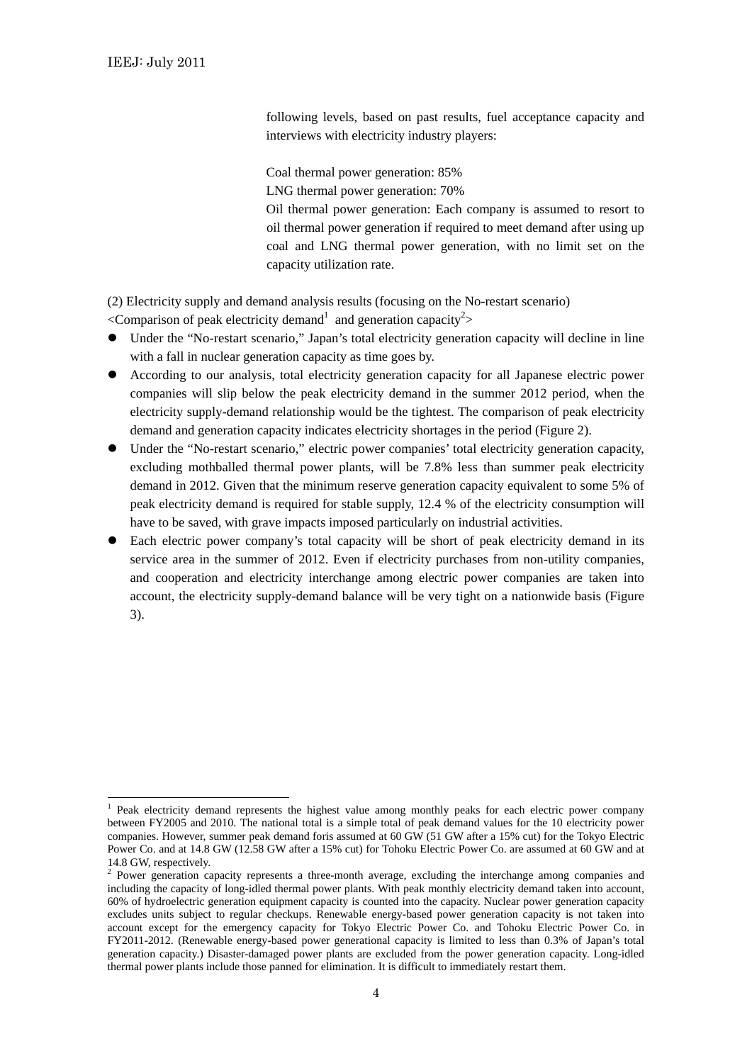following levels, based on past results, fuel acceptance capacity and interviews with electricity industry players:

Coal thermal power generation: 85%

LNG thermal power generation: 70%

Oil thermal power generation: Each company is assumed to resort to oil thermal power generation if required to meet demand after using up coal and LNG thermal power generation, with no limit set on the capacity utilization rate.

(2) Electricity supply and demand analysis results (focusing on the No-restart scenario)

<Comparison of peak electricity demand[1] and generation capacity[2]>

- Under the "No-restart scenario," Japan's total electricity generation capacity will decline in line with a fall in nuclear generation capacity as time goes by.
- According to our analysis, total electricity generation capacity for all Japanese electric power companies will slip below the peak electricity demand in the summer 2012 period, when the electricity supply-demand relationship would be the tightest. The comparison of peak electricity demand and generation capacity indicates electricity shortages in the period (Figure 2).
- Under the "No-restart scenario," electric power companies' total electricity generation capacity, excluding mothballed thermal power plants, will be 7.8% less than summer peak electricity demand in 2012. Given that the minimum reserve generation capacity equivalent to some 5% of peak electricity demand is required for stable supply, 12.4 % of the electricity consumption will have to be saved, with grave impacts imposed particularly on industrial activities.
- Each electric power company's total capacity will be short of peak electricity demand in its service area in the summer of 2012. Even if electricity purchases from non-utility companies, and cooperation and electricity interchange among electric power companies are taken into account, the electricity supply-demand balance will be very tight on a nationwide basis (Figure 3).

---

[1] Peak electricity demand represents the highest value among monthly peaks for each electric power company between FY2005 and 2010. The national total is a simple total of peak demand values for the 10 electricity power companies. However, summer peak demand foris assumed at 60 GW (51 GW after a 15% cut) for the Tokyo Electric Power Co. and at 14.8 GW (12.58 GW after a 15% cut) for Tohoku Electric Power Co. are assumed at 60 GW and at 14.8 GW, respectively.

[2] Power generation capacity represents a three-month average, excluding the interchange among companies and including the capacity of long-idled thermal power plants. With peak monthly electricity demand taken into account, 60% of hydroelectric generation equipment capacity is counted into the capacity. Nuclear power generation capacity excludes units subject to regular checkups. Renewable energy-based power generation capacity is not taken into account except for the emergency capacity for Tokyo Electric Power Co. and Tohoku Electric Power Co. in FY2011-2012. (Renewable energy-based power generational capacity is limited to less than 0.3% of Japan's total generation capacity.) Disaster-damaged power plants are excluded from the power generation capacity. Long-idled thermal power plants include those panned for elimination. It is difficult to immediately restart them.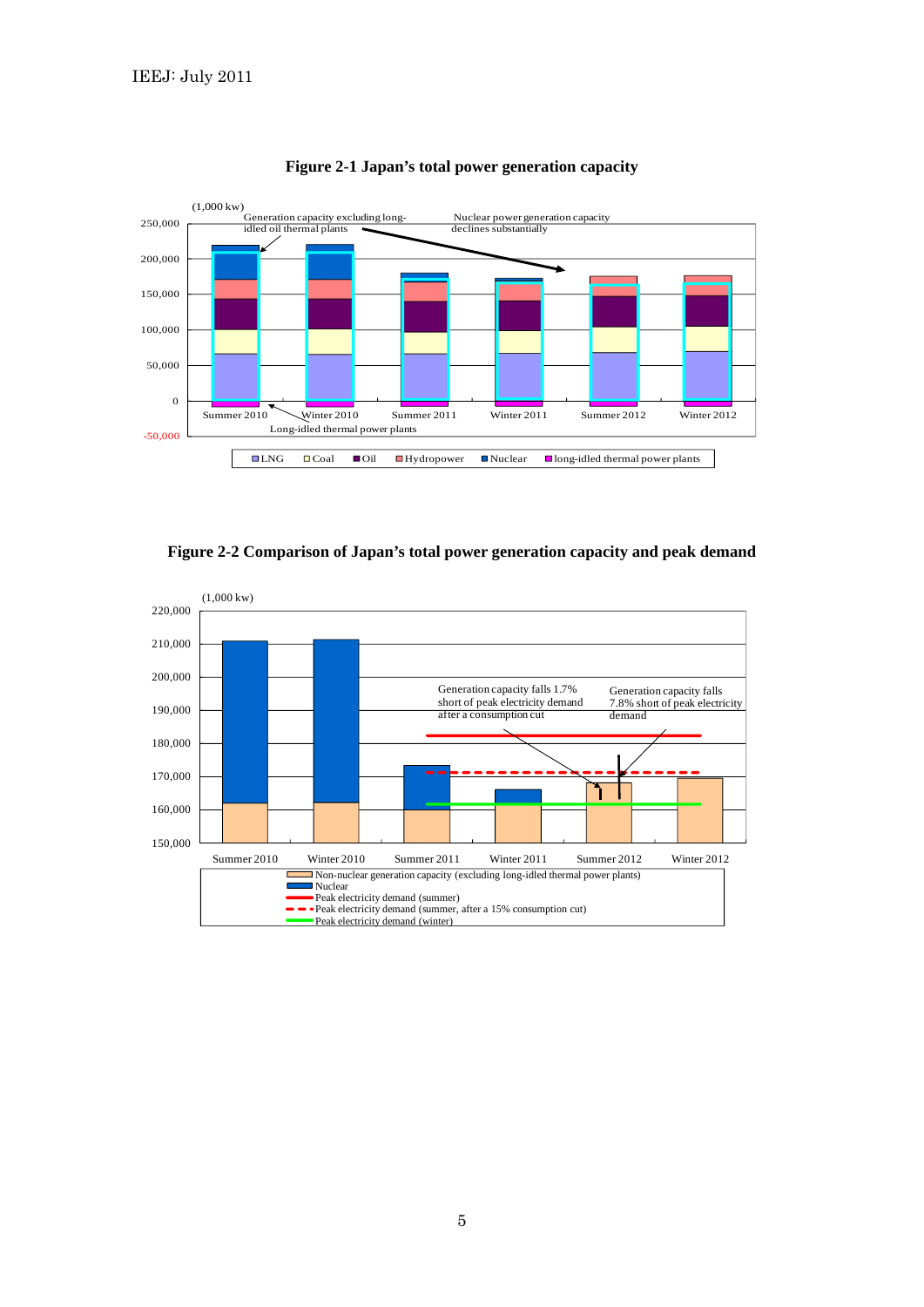**Figure 2-1 Japan's total power generation capacity**

(1,000 kw)

Generation capacity excluding long-idled oil thermal plants

Nuclear power generation capacity declines substantially

Long-idled thermal power plants

Summer 2010, Winter 2010, Summer 2011, Winter 2011, Summer 2012, Winter 2012

LNG, Coal, Oil, Hydropower, Nuclear, long-idled thermal power plants

**Figure 2-2 Comparison of Japan's total power generation capacity and peak demand**

(1,000 kw)

Generation capacity falls 1.7% short of peak electricity demand after a consumption cut

Generation capacity falls 7.8% short of peak electricity demand

Summer 2010, Winter 2010, Summer 2011, Winter 2011, Summer 2012, Winter 2012

- Non-nuclear generation capacity (excluding long-idled thermal power plants)
- Nuclear
- Peak electricity demand (summer)
- Peak electricity demand (summer, after a 15% consumption cut)
- Peak electricity demand (winter)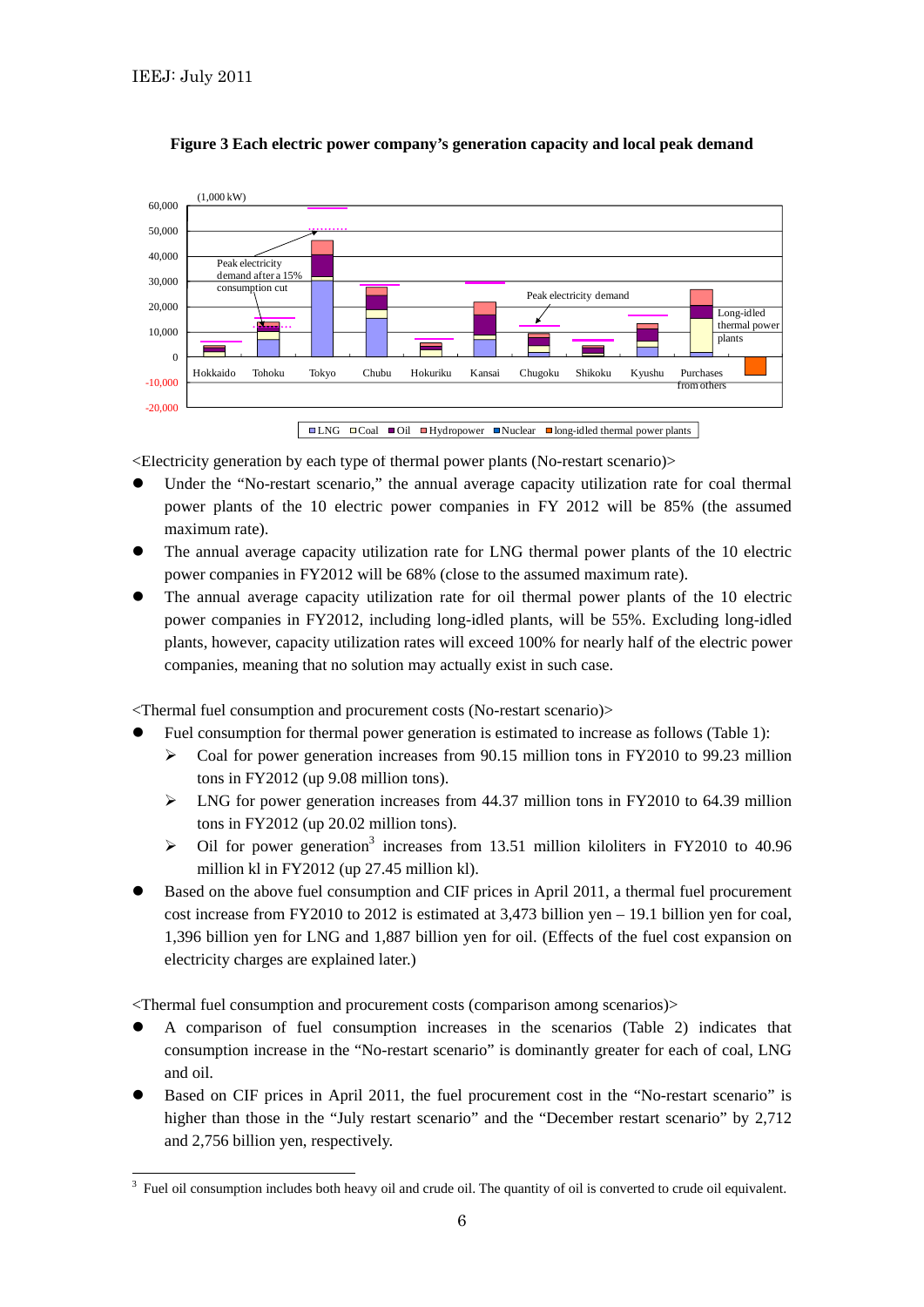**Figure 3 Each electric power company's generation capacity and local peak demand**

<Electricity generation by each type of thermal power plants (No-restart scenario)>

- Under the "No-restart scenario," the annual average capacity utilization rate for coal thermal power plants of the 10 electric power companies in FY 2012 will be 85% (the assumed maximum rate).
- The annual average capacity utilization rate for LNG thermal power plants of the 10 electric power companies in FY2012 will be 68% (close to the assumed maximum rate).
- The annual average capacity utilization rate for oil thermal power plants of the 10 electric power companies in FY2012, including long-idled plants, will be 55%. Excluding long-idled plants, however, capacity utilization rates will exceed 100% for nearly half of the electric power companies, meaning that no solution may actually exist in such case.

<Thermal fuel consumption and procurement costs (No-restart scenario)>

- Fuel consumption for thermal power generation is estimated to increase as follows (Table 1):
  - Coal for power generation increases from 90.15 million tons in FY2010 to 99.23 million tons in FY2012 (up 9.08 million tons).
  - LNG for power generation increases from 44.37 million tons in FY2010 to 64.39 million tons in FY2012 (up 20.02 million tons).
  - Oil for power generation[3] increases from 13.51 million kiloliters in FY2010 to 40.96 million kl in FY2012 (up 27.45 million kl).
- Based on the above fuel consumption and CIF prices in April 2011, a thermal fuel procurement cost increase from FY2010 to 2012 is estimated at 3,473 billion yen – 19.1 billion yen for coal, 1,396 billion yen for LNG and 1,887 billion yen for oil. (Effects of the fuel cost expansion on electricity charges are explained later.)

<Thermal fuel consumption and procurement costs (comparison among scenarios)>

- A comparison of fuel consumption increases in the scenarios (Table 2) indicates that consumption increase in the "No-restart scenario" is dominantly greater for each of coal, LNG and oil.
- Based on CIF prices in April 2011, the fuel procurement cost in the "No-restart scenario" is higher than those in the "July restart scenario" and the "December restart scenario" by 2,712 and 2,756 billion yen, respectively.

[3] Fuel oil consumption includes both heavy oil and crude oil. The quantity of oil is converted to crude oil equivalent.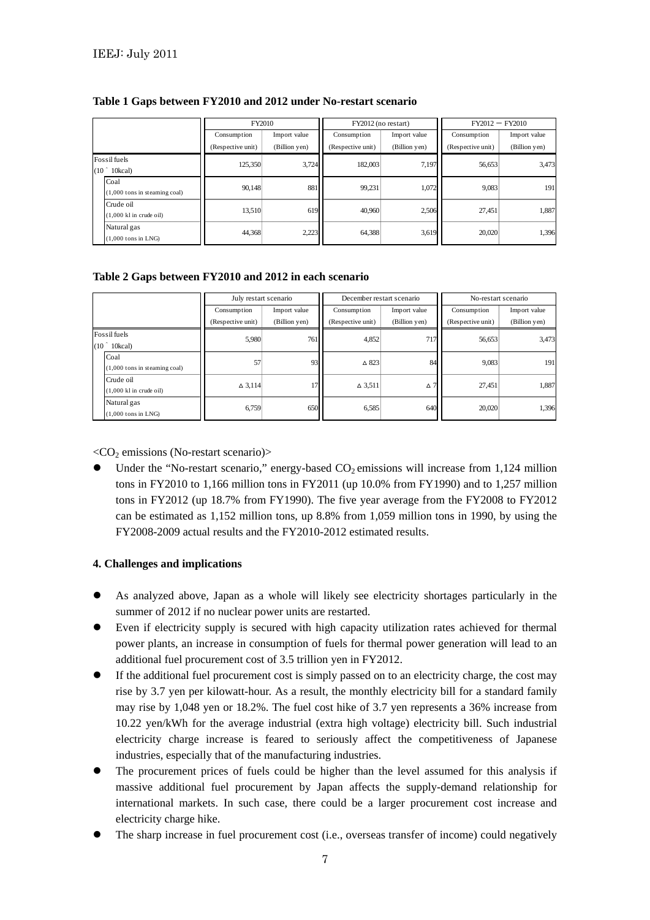**Table 1 Gaps between FY2010 and 2012 under No-restart scenario**

| | FY2010 | | FY2012 (no restart) | | FY2012 − FY2010 | |
|---|---|---|---|---|---|---|
| | Consumption (Respective unit) | Import value (Billion yen) | Consumption (Respective unit) | Import value (Billion yen) | Consumption (Respective unit) | Import value (Billion yen) |
| Fossil fuels ($10^{10}$ kcal) | 125,350 | 3,724 | 182,003 | 7,197 | 56,653 | 3,473 |
| Coal (1,000 tons in steaming coal) | 90,148 | 881 | 99,231 | 1,072 | 9,083 | 191 |
| Crude oil (1,000 kl in crude oil) | 13,510 | 619 | 40,960 | 2,506 | 27,451 | 1,887 |
| Natural gas (1,000 tons in LNG) | 44,368 | 2,223 | 64,388 | 3,619 | 20,020 | 1,396 |

**Table 2 Gaps between FY2010 and 2012 in each scenario**

| | July restart scenario | | December restart scenario | | No-restart scenario | |
|---|---|---|---|---|---|---|
| | Consumption (Respective unit) | Import value (Billion yen) | Consumption (Respective unit) | Import value (Billion yen) | Consumption (Respective unit) | Import value (Billion yen) |
| Fossil fuels ($10^{10}$ kcal) | 5,980 | 761 | 4,852 | 717 | 56,653 | 3,473 |
| Coal (1,000 tons in steaming coal) | 57 | 93 | △ 823 | 84 | 9,083 | 191 |
| Crude oil (1,000 kl in crude oil) | △ 3,114 | 17 | △ 3,511 | △ 7 | 27,451 | 1,887 |
| Natural gas (1,000 tons in LNG) | 6,759 | 650 | 6,585 | 640 | 20,020 | 1,396 |

<$CO_2$ emissions (No-restart scenario)>

- Under the "No-restart scenario," energy-based $CO_2$ emissions will increase from 1,124 million tons in FY2010 to 1,166 million tons in FY2011 (up 10.0% from FY1990) and to 1,257 million tons in FY2012 (up 18.7% from FY1990). The five year average from the FY2008 to FY2012 can be estimated as 1,152 million tons, up 8.8% from 1,059 million tons in 1990, by using the FY2008-2009 actual results and the FY2010-2012 estimated results.

### 4. Challenges and implications

- As analyzed above, Japan as a whole will likely see electricity shortages particularly in the summer of 2012 if no nuclear power units are restarted.
- Even if electricity supply is secured with high capacity utilization rates achieved for thermal power plants, an increase in consumption of fuels for thermal power generation will lead to an additional fuel procurement cost of 3.5 trillion yen in FY2012.
- If the additional fuel procurement cost is simply passed on to an electricity charge, the cost may rise by 3.7 yen per kilowatt-hour. As a result, the monthly electricity bill for a standard family may rise by 1,048 yen or 18.2%. The fuel cost hike of 3.7 yen represents a 36% increase from 10.22 yen/kWh for the average industrial (extra high voltage) electricity bill. Such industrial electricity charge increase is feared to seriously affect the competitiveness of Japanese industries, especially that of the manufacturing industries.
- The procurement prices of fuels could be higher than the level assumed for this analysis if massive additional fuel procurement by Japan affects the supply-demand relationship for international markets. In such case, there could be a larger procurement cost increase and electricity charge hike.
- The sharp increase in fuel procurement cost (i.e., overseas transfer of income) could negatively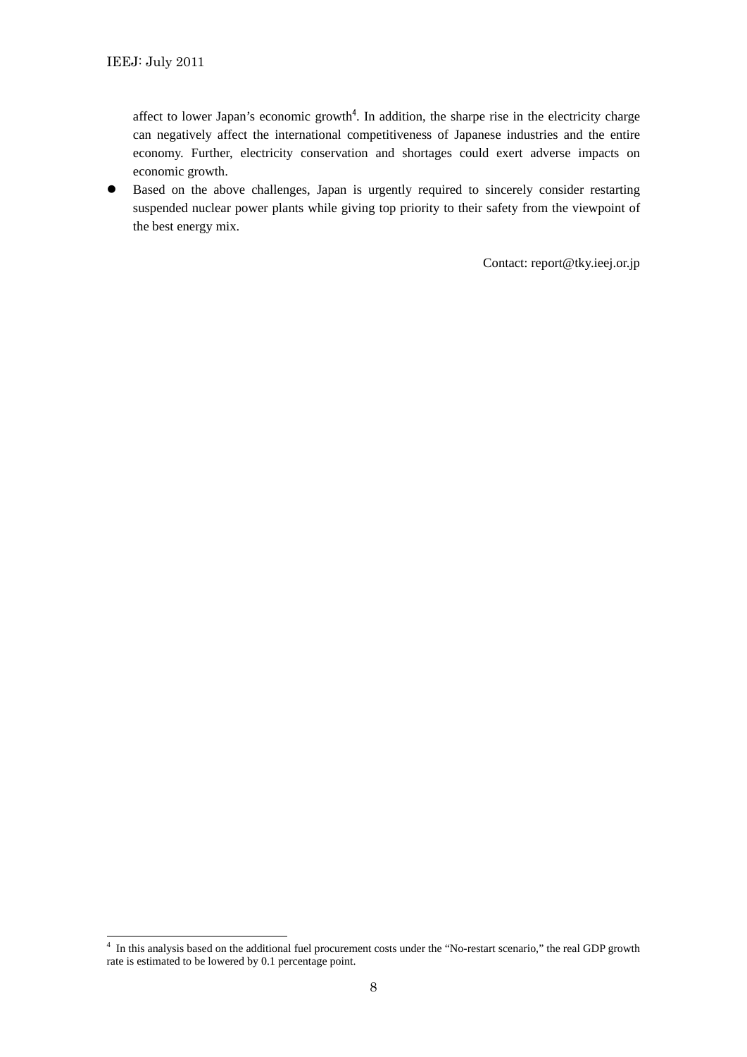affect to lower Japan's economic growth[4]. In addition, the sharpe rise in the electricity charge can negatively affect the international competitiveness of Japanese industries and the entire economy. Further, electricity conservation and shortages could exert adverse impacts on economic growth.

- Based on the above challenges, Japan is urgently required to sincerely consider restarting suspended nuclear power plants while giving top priority to their safety from the viewpoint of the best energy mix.

Contact: report@tky.ieej.or.jp

[4] In this analysis based on the additional fuel procurement costs under the "No-restart scenario," the real GDP growth rate is estimated to be lowered by 0.1 percentage point.